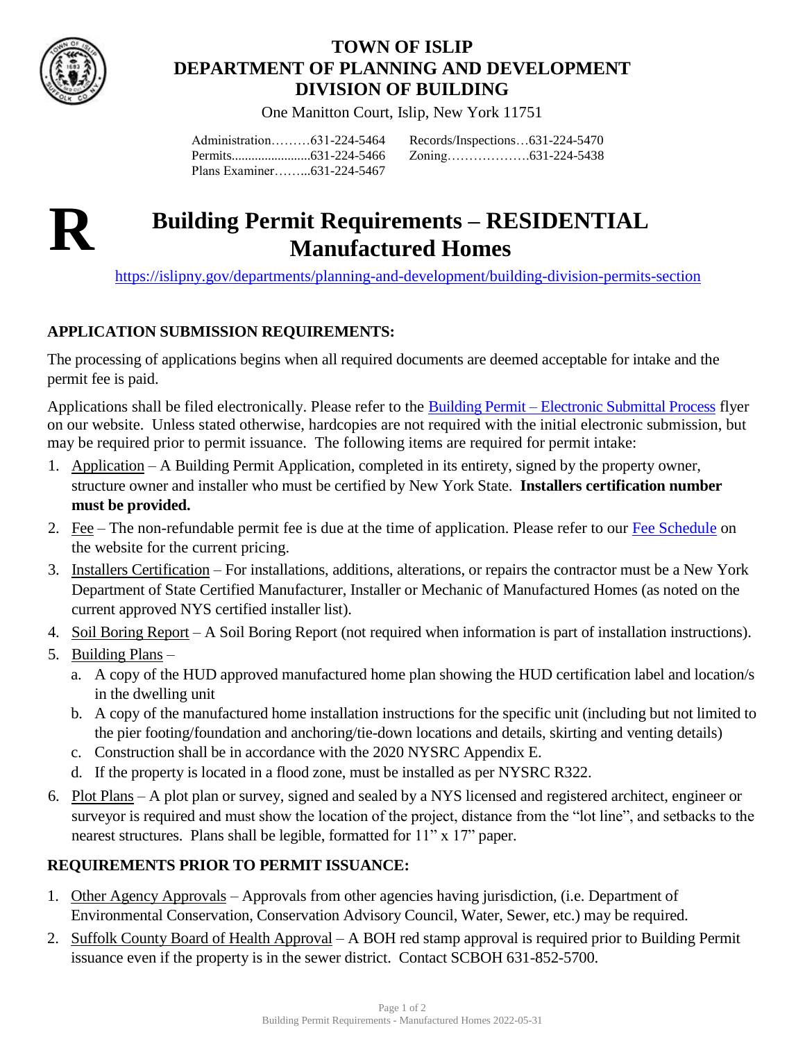# TOWN OF ISLIP
## DEPARTMENT OF PLANNING AND DEVELOPMENT
## DIVISION OF BUILDING

One Manitton Court, Islip, New York 11751

Administration………631-224-5464
Permits........................631-224-5466
Plans Examiner……...631-224-5467
Records/Inspections…631-224-5470
Zoning……………….631-224-5438

**R**

# Building Permit Requirements – RESIDENTIAL Manufactured Homes

https://islipny.gov/departments/planning-and-development/building-division-permits-section

## APPLICATION SUBMISSION REQUIREMENTS:

The processing of applications begins when all required documents are deemed acceptable for intake and the permit fee is paid.

Applications shall be filed electronically. Please refer to the Building Permit – Electronic Submittal Process flyer on our website. Unless stated otherwise, hardcopies are not required with the initial electronic submission, but may be required prior to permit issuance. The following items are required for permit intake:

1. Application – A Building Permit Application, completed in its entirety, signed by the property owner, structure owner and installer who must be certified by New York State. **Installers certification number must be provided.**
2. Fee – The non-refundable permit fee is due at the time of application. Please refer to our Fee Schedule on the website for the current pricing.
3. Installers Certification – For installations, additions, alterations, or repairs the contractor must be a New York Department of State Certified Manufacturer, Installer or Mechanic of Manufactured Homes (as noted on the current approved NYS certified installer list).
4. Soil Boring Report – A Soil Boring Report (not required when information is part of installation instructions).
5. Building Plans –
   a. A copy of the HUD approved manufactured home plan showing the HUD certification label and location/s in the dwelling unit
   b. A copy of the manufactured home installation instructions for the specific unit (including but not limited to the pier footing/foundation and anchoring/tie-down locations and details, skirting and venting details)
   c. Construction shall be in accordance with the 2020 NYSRC Appendix E.
   d. If the property is located in a flood zone, must be installed as per NYSRC R322.
6. Plot Plans – A plot plan or survey, signed and sealed by a NYS licensed and registered architect, engineer or surveyor is required and must show the location of the project, distance from the "lot line", and setbacks to the nearest structures. Plans shall be legible, formatted for 11" x 17" paper.

## REQUIREMENTS PRIOR TO PERMIT ISSUANCE:

1. Other Agency Approvals – Approvals from other agencies having jurisdiction, (i.e. Department of Environmental Conservation, Conservation Advisory Council, Water, Sewer, etc.) may be required.
2. Suffolk County Board of Health Approval – A BOH red stamp approval is required prior to Building Permit issuance even if the property is in the sewer district. Contact SCBOH 631-852-5700.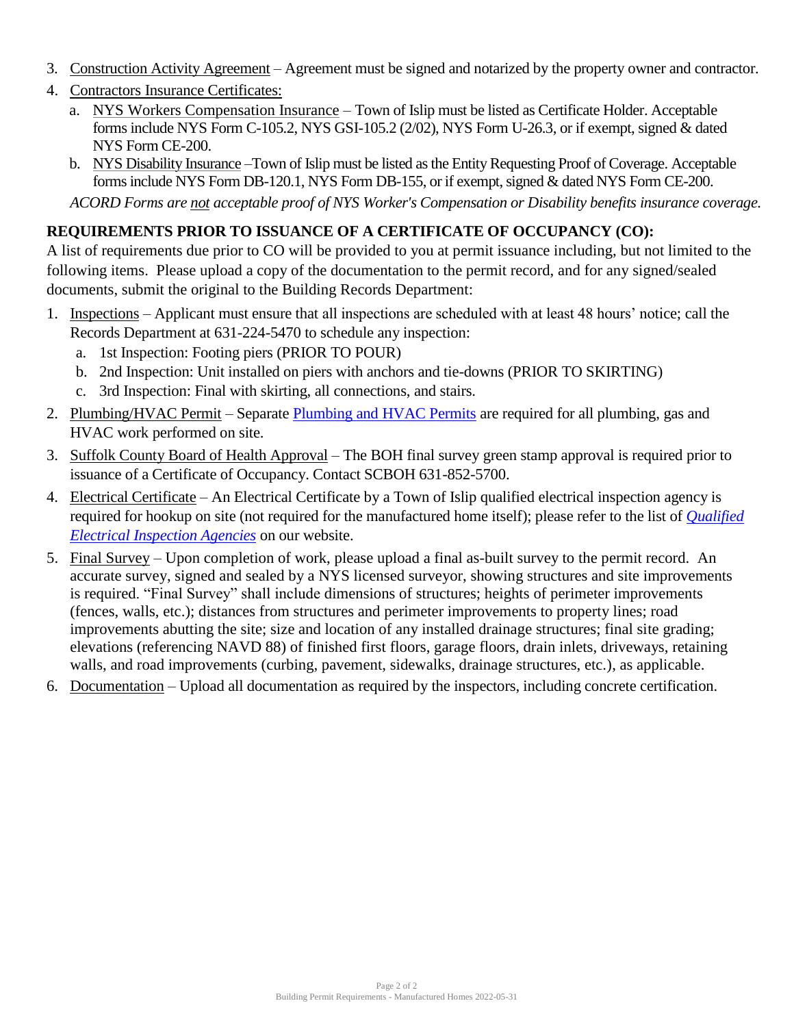3. Construction Activity Agreement – Agreement must be signed and notarized by the property owner and contractor.
4. Contractors Insurance Certificates:
   a. NYS Workers Compensation Insurance – Town of Islip must be listed as Certificate Holder. Acceptable forms include NYS Form C-105.2, NYS GSI-105.2 (2/02), NYS Form U-26.3, or if exempt, signed & dated NYS Form CE-200.
   b. NYS Disability Insurance –Town of Islip must be listed as the Entity Requesting Proof of Coverage. Acceptable forms include NYS Form DB-120.1, NYS Form DB-155, or if exempt, signed & dated NYS Form CE-200.

   *ACORD Forms are not acceptable proof of NYS Worker's Compensation or Disability benefits insurance coverage.*

**REQUIREMENTS PRIOR TO ISSUANCE OF A CERTIFICATE OF OCCUPANCY (CO):**

A list of requirements due prior to CO will be provided to you at permit issuance including, but not limited to the following items. Please upload a copy of the documentation to the permit record, and for any signed/sealed documents, submit the original to the Building Records Department:

1. Inspections – Applicant must ensure that all inspections are scheduled with at least 48 hours' notice; call the Records Department at 631-224-5470 to schedule any inspection:
   a. 1st Inspection: Footing piers (PRIOR TO POUR)
   b. 2nd Inspection: Unit installed on piers with anchors and tie-downs (PRIOR TO SKIRTING)
   c. 3rd Inspection: Final with skirting, all connections, and stairs.
2. Plumbing/HVAC Permit – Separate Plumbing and HVAC Permits are required for all plumbing, gas and HVAC work performed on site.
3. Suffolk County Board of Health Approval – The BOH final survey green stamp approval is required prior to issuance of a Certificate of Occupancy. Contact SCBOH 631-852-5700.
4. Electrical Certificate – An Electrical Certificate by a Town of Islip qualified electrical inspection agency is required for hookup on site (not required for the manufactured home itself); please refer to the list of *Qualified Electrical Inspection Agencies* on our website.
5. Final Survey – Upon completion of work, please upload a final as-built survey to the permit record. An accurate survey, signed and sealed by a NYS licensed surveyor, showing structures and site improvements is required. "Final Survey" shall include dimensions of structures; heights of perimeter improvements (fences, walls, etc.); distances from structures and perimeter improvements to property lines; road improvements abutting the site; size and location of any installed drainage structures; final site grading; elevations (referencing NAVD 88) of finished first floors, garage floors, drain inlets, driveways, retaining walls, and road improvements (curbing, pavement, sidewalks, drainage structures, etc.), as applicable.
6. Documentation – Upload all documentation as required by the inspectors, including concrete certification.